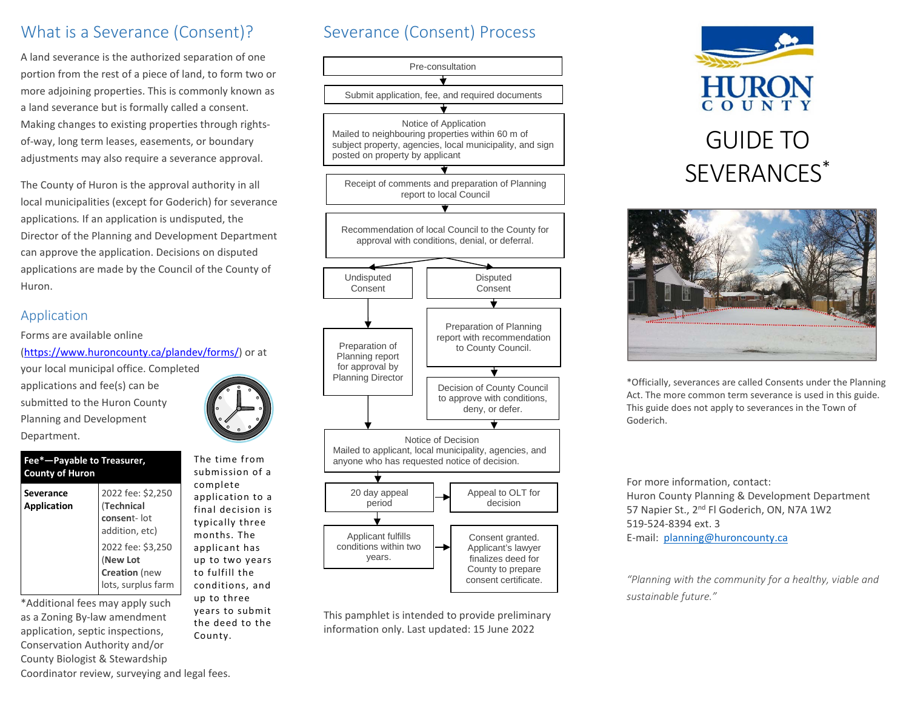## What is a Severance (Consent)?

A land severance is the authorized separation of one portion from the rest of a piece of land, to form two or more adjoining properties. This is commonly known as a land severance but is formally called a consent. Making changes to existing properties through rights-of-way, long term leases, easements, or boundary adjustments may also require a severance approval.

The County of Huron is the approval authority in all local municipalities (except for Goderich) for severance applications. If an application is undisputed, the Director of the Planning and Development Department can approve the application. Decisions on disputed applications are made by the Council of the County of Huron.

## Application

Forms are available online (https://www.huroncounty.ca/plandev/forms/) or at your local municipal office. Completed applications and fee(s) can be submitted to the Huron County Planning and Development Department.

| **Fee*—Payable to Treasurer, County of Huron** | |
|---|---|
| **Severance Application** | 2022 fee: $2,250 (**Technical consent**- lot addition, etc) |
| | 2022 fee: $3,250 (**New Lot Creation** (new lots, surplus farm |

*Additional fees may apply such as a Zoning By-law amendment application, septic inspections, Conservation Authority and/or County Biologist & Stewardship Coordinator review, surveying and legal fees.

The time from submission of a complete application to a final decision is typically three months. The applicant has up to two years to fulfill the conditions, and up to three years to submit the deed to the County.

## Severance (Consent) Process

1. Pre-consultation
2. Submit application, fee, and required documents
3. Notice of Application — Mailed to neighbouring properties within 60 m of subject property, agencies, local municipality, and sign posted on property by applicant
4. Receipt of comments and preparation of Planning report to local Council
5. Recommendation of local Council to the County for approval with conditions, denial, or deferral.
   - **Undisputed Consent** → Preparation of Planning report for approval by Planning Director
   - **Disputed Consent** → Preparation of Planning report with recommendation to County Council. → Decision of County Council to approve with conditions, deny, or defer.
6. Notice of Decision — Mailed to applicant, local municipality, agencies, and anyone who has requested notice of decision.
7. 20 day appeal period → Appeal to OLT for decision
8. Applicant fulfills conditions within two years. → Consent granted. Applicant's lawyer finalizes deed for County to prepare consent certificate.

This pamphlet is intended to provide preliminary information only. Last updated: 15 June 2022

HURON COUNTY

# GUIDE TO SEVERANCES*

*Officially, severances are called Consents under the Planning Act. The more common term severance is used in this guide. This guide does not apply to severances in the Town of Goderich.

For more information, contact:
Huron County Planning & Development Department
57 Napier St., 2nd Fl Goderich, ON, N7A 1W2
519-524-8394 ext. 3
E-mail: planning@huroncounty.ca

*"Planning with the community for a healthy, viable and sustainable future."*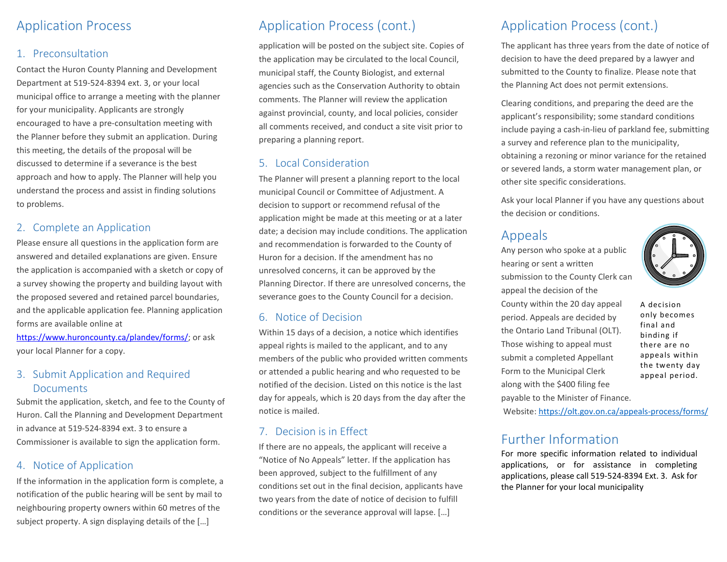# Application Process

## 1. Preconsultation

Contact the Huron County Planning and Development Department at 519-524-8394 ext. 3, or your local municipal office to arrange a meeting with the planner for your municipality. Applicants are strongly encouraged to have a pre-consultation meeting with the Planner before they submit an application. During this meeting, the details of the proposal will be discussed to determine if a severance is the best approach and how to apply. The Planner will help you understand the process and assist in finding solutions to problems.

## 2. Complete an Application

Please ensure all questions in the application form are answered and detailed explanations are given. Ensure the application is accompanied with a sketch or copy of a survey showing the property and building layout with the proposed severed and retained parcel boundaries, and the applicable application fee. Planning application forms are available online at https://www.huroncounty.ca/plandev/forms/; or ask your local Planner for a copy.

## 3. Submit Application and Required Documents

Submit the application, sketch, and fee to the County of Huron. Call the Planning and Development Department in advance at 519-524-8394 ext. 3 to ensure a Commissioner is available to sign the application form.

## 4. Notice of Application

If the information in the application form is complete, a notification of the public hearing will be sent by mail to neighbouring property owners within 60 metres of the subject property. A sign displaying details of the […]

# Application Process (cont.)

application will be posted on the subject site. Copies of the application may be circulated to the local Council, municipal staff, the County Biologist, and external agencies such as the Conservation Authority to obtain comments. The Planner will review the application against provincial, county, and local policies, consider all comments received, and conduct a site visit prior to preparing a planning report.

## 5. Local Consideration

The Planner will present a planning report to the local municipal Council or Committee of Adjustment. A decision to support or recommend refusal of the application might be made at this meeting or at a later date; a decision may include conditions. The application and recommendation is forwarded to the County of Huron for a decision. If the amendment has no unresolved concerns, it can be approved by the Planning Director. If there are unresolved concerns, the severance goes to the County Council for a decision.

## 6. Notice of Decision

Within 15 days of a decision, a notice which identifies appeal rights is mailed to the applicant, and to any members of the public who provided written comments or attended a public hearing and who requested to be notified of the decision. Listed on this notice is the last day for appeals, which is 20 days from the day after the notice is mailed.

## 7. Decision is in Effect

If there are no appeals, the applicant will receive a "Notice of No Appeals" letter. If the application has been approved, subject to the fulfillment of any conditions set out in the final decision, applicants have two years from the date of notice of decision to fulfill conditions or the severance approval will lapse. […]

# Application Process (cont.)

The applicant has three years from the date of notice of decision to have the deed prepared by a lawyer and submitted to the County to finalize. Please note that the Planning Act does not permit extensions.

Clearing conditions, and preparing the deed are the applicant's responsibility; some standard conditions include paying a cash-in-lieu of parkland fee, submitting a survey and reference plan to the municipality, obtaining a rezoning or minor variance for the retained or severed lands, a storm water management plan, or other site specific considerations.

Ask your local Planner if you have any questions about the decision or conditions.

# Appeals

Any person who spoke at a public hearing or sent a written submission to the County Clerk can appeal the decision of the County within the 20 day appeal period. Appeals are decided by the Ontario Land Tribunal (OLT). Those wishing to appeal must submit a completed Appellant Form to the Municipal Clerk along with the $400 filing fee payable to the Minister of Finance.

Website: https://olt.gov.on.ca/appeals-process/forms/

A decision only becomes final and binding if there are no appeals within the twenty day appeal period.

# Further Information

For more specific information related to individual applications, or for assistance in completing applications, please call 519-524-8394 Ext. 3. Ask for the Planner for your local municipality